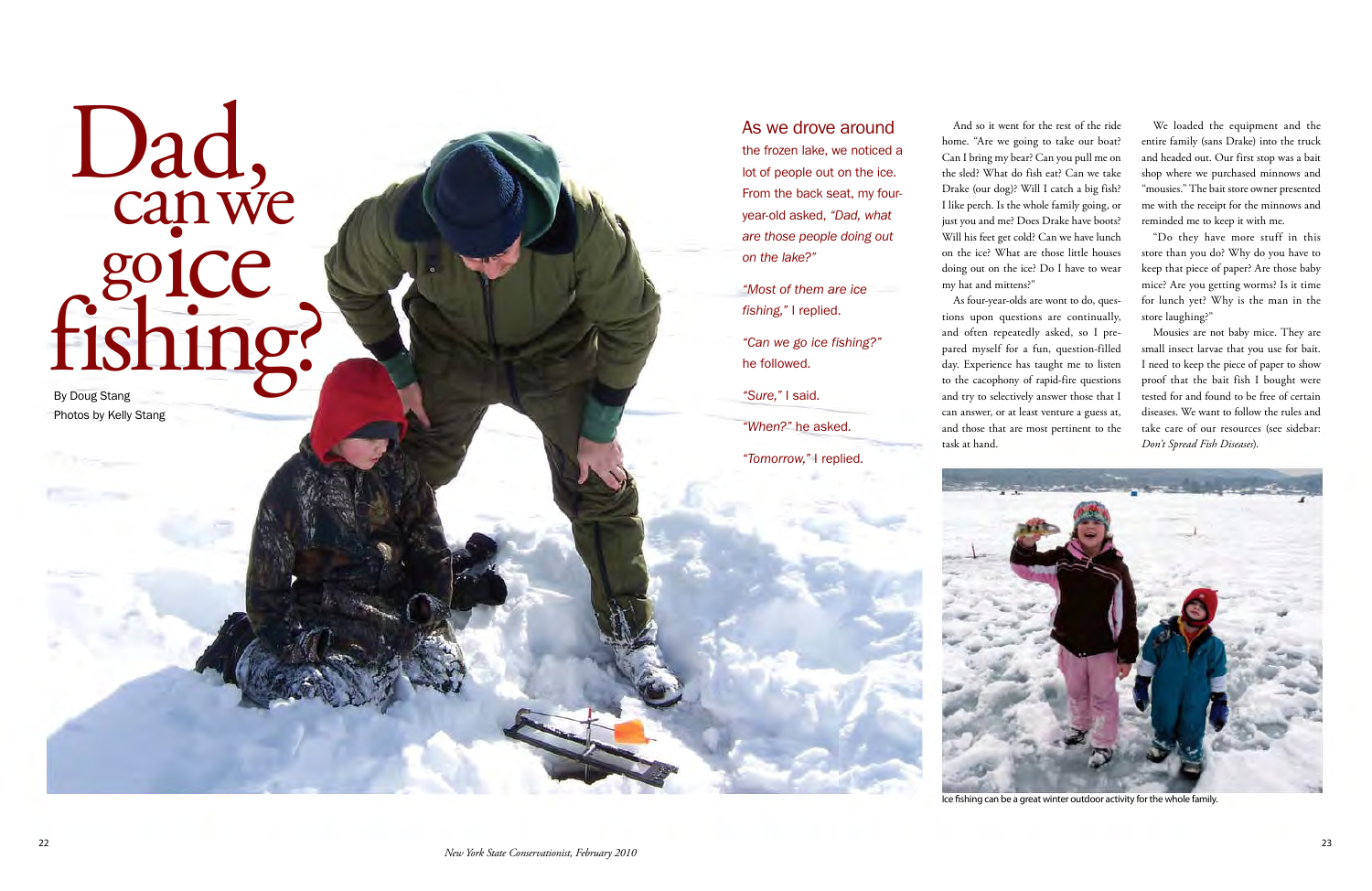# Dad, can we go ice fishing?

By Doug Stang
Photos by Kelly Stang

As we drove around the frozen lake, we noticed a lot of people out on the ice. From the back seat, my four-year-old asked, *"Dad, what are those people doing out on the lake?"*

*"Most of them are ice fishing,"* I replied.

*"Can we go ice fishing?"* he followed.

*"Sure,"* I said.

*"When?"* he asked.

*"Tomorrow,"* I replied.

And so it went for the rest of the ride home. "Are we going to take our boat? Can I bring my bear? Can you pull me on the sled? What do fish eat? Can we take Drake (our dog)? Will I catch a big fish? I like perch. Is the whole family going, or just you and me? Does Drake have boots? Will his feet get cold? Can we have lunch on the ice? What are those little houses doing out on the ice? Do I have to wear my hat and mittens?"

As four-year-olds are wont to do, questions upon questions are continually, and often repeatedly asked, so I prepared myself for a fun, question-filled day. Experience has taught me to listen to the cacophony of rapid-fire questions and try to selectively answer those that I can answer, or at least venture a guess at, and those that are most pertinent to the task at hand.

We loaded the equipment and the entire family (sans Drake) into the truck and headed out. Our first stop was a bait shop where we purchased minnows and "mousies." The bait store owner presented me with the receipt for the minnows and reminded me to keep it with me.

"Do they have more stuff in this store than you do? Why do you have to keep that piece of paper? Are those baby mice? Are you getting worms? Is it time for lunch yet? Why is the man in the store laughing?"

Mousies are not baby mice. They are small insect larvae that you use for bait. I need to keep the piece of paper to show proof that the bait fish I bought were tested for and found to be free of certain diseases. We want to follow the rules and take care of our resources (see sidebar: *Don't Spread Fish Diseases*).

Ice fishing can be a great winter outdoor activity for the whole family.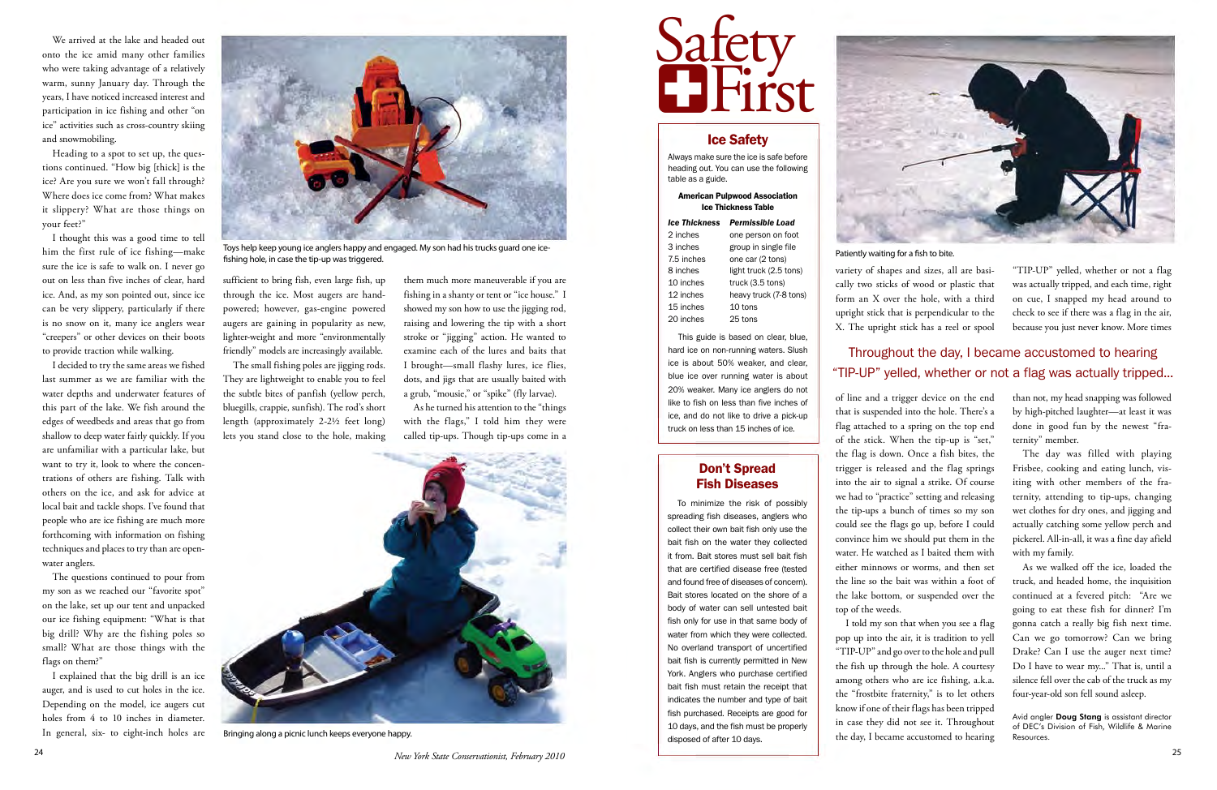We arrived at the lake and headed out onto the ice amid many other families who were taking advantage of a relatively warm, sunny January day. Through the years, I have noticed increased interest and participation in ice fishing and other "on ice" activities such as cross-country skiing and snowmobiling.

Heading to a spot to set up, the questions continued. "How big [thick] is the ice? Are you sure we won't fall through? Where does ice come from? What makes it slippery? What are those things on your feet?"

I thought this was a good time to tell him the first rule of ice fishing—make sure the ice is safe to walk on. I never go out on less than five inches of clear, hard ice. And, as my son pointed out, since ice can be very slippery, particularly if there is no snow on it, many ice anglers wear "creepers" or other devices on their boots to provide traction while walking.

I decided to try the same areas we fished last summer as we are familiar with the water depths and underwater features of this part of the lake. We fish around the edges of weedbeds and areas that go from shallow to deep water fairly quickly. If you are unfamiliar with a particular lake, but want to try it, look to where the concentrations of others are fishing. Talk with others on the ice, and ask for advice at local bait and tackle shops. I've found that people who are ice fishing are much more forthcoming with information on fishing techniques and places to try than are open-water anglers.

The questions continued to pour from my son as we reached our "favorite spot" on the lake, set up our tent and unpacked our ice fishing equipment: "What is that big drill? Why are the fishing poles so small? What are those things with the flags on them?"

I explained that the big drill is an ice auger, and is used to cut holes in the ice. Depending on the model, ice augers cut holes from 4 to 10 inches in diameter. In general, six- to eight-inch holes are sufficient to bring fish, even large fish, up through the ice. Most augers are hand-powered; however, gas-engine powered augers are gaining in popularity as new, lighter-weight and more "environmentally friendly" models are increasingly available.

Toys help keep young ice anglers happy and engaged. My son had his trucks guard one ice-fishing hole, in case the tip-up was triggered.

The small fishing poles are jigging rods. They are lightweight to enable you to feel the subtle bites of panfish (yellow perch, bluegills, crappie, sunfish). The rod's short length (approximately 2-2½ feet long) lets you stand close to the hole, making them much more maneuverable if you are fishing in a shanty or tent or "ice house." I showed my son how to use the jigging rod, raising and lowering the tip with a short stroke or "jigging" action. He wanted to examine each of the lures and baits that I brought—small flashy lures, ice flies, dots, and jigs that are usually baited with a grub, "mousie," or "spike" (fly larvae).

As he turned his attention to the "things with the flags," I told him they were called tip-ups. Though tip-ups come in a variety of shapes and sizes, all are basically two sticks of wood or plastic that form an X over the hole, with a third upright stick that is perpendicular to the X. The upright stick has a reel or spool of line and a trigger device on the end that is suspended into the hole. There's a flag attached to a spring on the top end of the stick. When the tip-up is "set," the flag is down. Once a fish bites, the trigger is released and the flag springs into the air to signal a strike. Of course we had to "practice" setting and releasing the tip-ups a bunch of times so my son could see the flags go up, before I could convince him we should put them in the water. He watched as I baited them with either minnows or worms, and then set the line so the bait was within a foot of the lake bottom, or suspended over the top of the weeds.

Bringing along a picnic lunch keeps everyone happy.

# Safety First

## Ice Safety

Always make sure the ice is safe before heading out. You can use the following table as a guide.

**American Pulpwood Association Ice Thickness Table**

| *Ice Thickness* | *Permissible Load* |
|---|---|
| 2 inches | one person on foot |
| 3 inches | group in single file |
| 7.5 inches | one car (2 tons) |
| 8 inches | light truck (2.5 tons) |
| 10 inches | truck (3.5 tons) |
| 12 inches | heavy truck (7-8 tons) |
| 15 inches | 10 tons |
| 20 inches | 25 tons |

This guide is based on clear, blue, hard ice on non-running waters. Slush ice is about 50% weaker, and clear, blue ice over running water is about 20% weaker. Many ice anglers do not like to fish on less than five inches of ice, and do not like to drive a pick-up truck on less than 15 inches of ice.

## Don't Spread Fish Diseases

To minimize the risk of possibly spreading fish diseases, anglers who collect their own bait fish only use the bait fish on the water they collected it from. Bait stores must sell bait fish that are certified disease free (tested and found free of diseases of concern). Bait stores located on the shore of a body of water can sell untested bait fish only for use in that same body of water from which they were collected. No overland transport of uncertified bait fish is currently permitted in New York. Anglers who purchase certified bait fish must retain the receipt that indicates the number and type of bait fish purchased. Receipts are good for 10 days, and the fish must be properly disposed of after 10 days.

Patiently waiting for a fish to bite.

I told my son that when you see a flag pop up into the air, it is tradition to yell "TIP-UP" and go over to the hole and pull the fish up through the hole. A courtesy among others who are ice fishing, a.k.a. the "frostbite fraternity," is to let others know if one of their flags has been tripped in case they did not see it. Throughout the day, I became accustomed to hearing "TIP-UP" yelled, whether or not a flag was actually tripped, and each time, right on cue, I snapped my head around to check to see if there was a flag in the air, because you just never know. More times than not, my head snapping was followed by high-pitched laughter—at least it was done in good fun by the newest "fraternity" member.

> Throughout the day, I became accustomed to hearing "TIP-UP" yelled, whether or not a flag was actually tripped...

The day was filled with playing Frisbee, cooking and eating lunch, visiting with other members of the fraternity, attending to tip-ups, changing wet clothes for dry ones, and jigging and actually catching some yellow perch and pickerel. All-in-all, it was a fine day afield with my family.

As we walked off the ice, loaded the truck, and headed home, the inquisition continued at a fevered pitch: "Are we going to eat these fish for dinner? I'm gonna catch a really big fish next time. Can we go tomorrow? Can we bring Drake? Can I use the auger next time? Do I have to wear my..." That is, until a silence fell over the cab of the truck as my four-year-old son fell sound asleep.

*Avid angler **Doug Stang** is assistant director of DEC's Division of Fish, Wildlife & Marine Resources.*